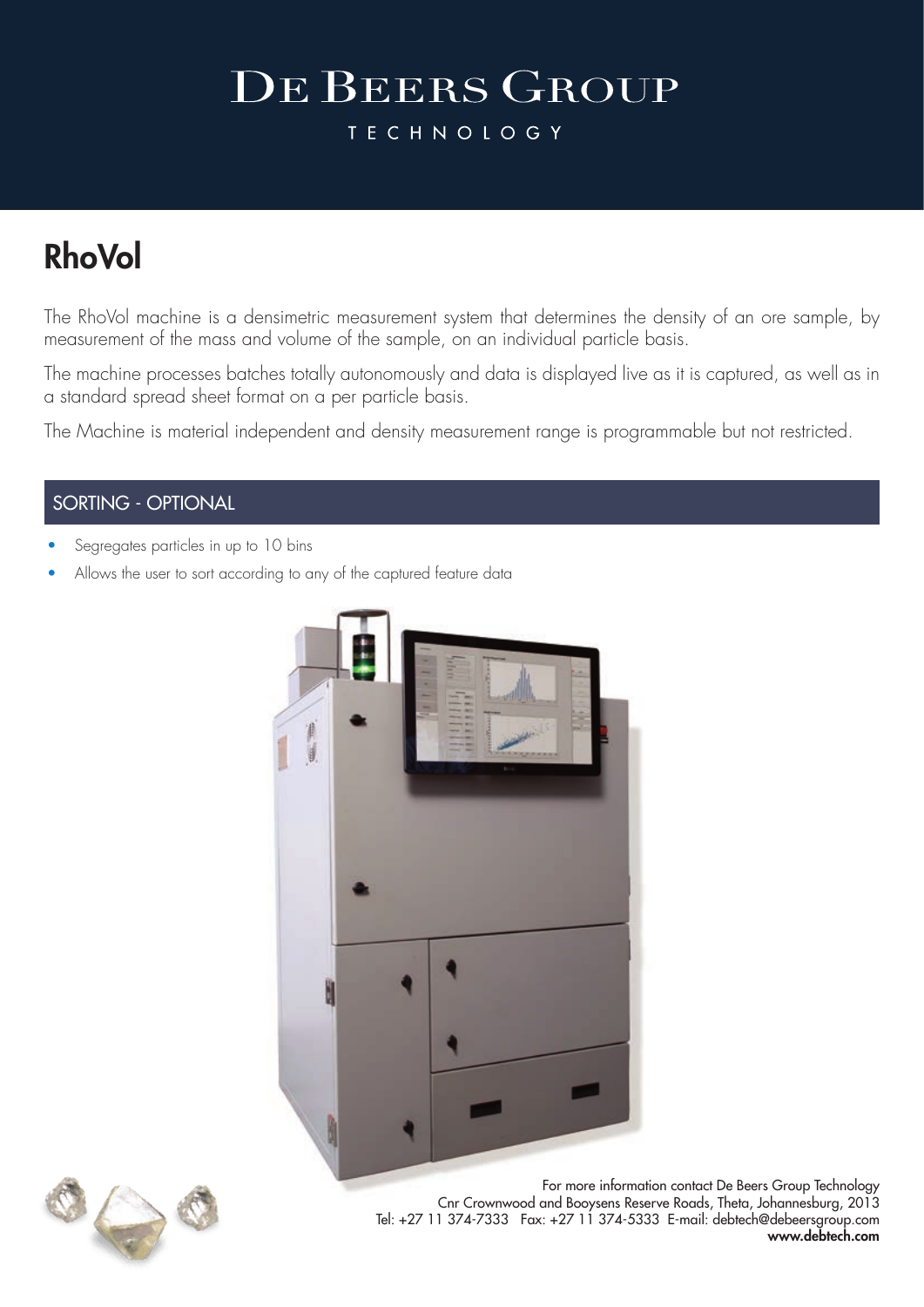# De Beers Group

TECHNOLOGY

## RhoVol

The RhoVol machine is a densimetric measurement system that determines the density of an ore sample, by measurement of the mass and volume of the sample, on an individual particle basis.

The machine processes batches totally autonomously and data is displayed live as it is captured, as well as in a standard spread sheet format on a per particle basis.

The Machine is material independent and density measurement range is programmable but not restricted.

### SORTING - OPTIONAL

- Segregates particles in up to 10 bins
- Allows the user to sort according to any of the captured feature data

For more information contact De Beers Group Technology
Cnr Crownwood and Booysens Reserve Roads, Theta, Johannesburg, 2013
Tel: +27 11 374-7333 Fax: +27 11 374-5333 E-mail: debtech@debeersgroup.com
**www.debtech.com**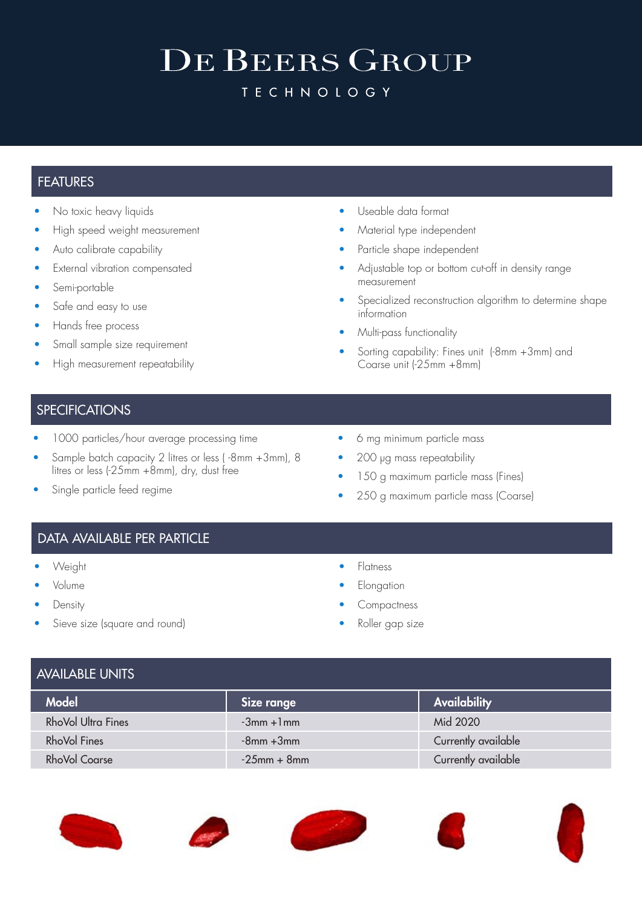# DE BEERS GROUP

TECHNOLOGY

## FEATURES

- No toxic heavy liquids
- High speed weight measurement
- Auto calibrate capability
- External vibration compensated
- Semi-portable
- Safe and easy to use
- Hands free process
- Small sample size requirement
- High measurement repeatability
- Useable data format
- Material type independent
- Particle shape independent
- Adjustable top or bottom cut-off in density range measurement
- Specialized reconstruction algorithm to determine shape information
- Multi-pass functionality
- Sorting capability: Fines unit (-8mm +3mm) and Coarse unit (-25mm +8mm)

## SPECIFICATIONS

- 1000 particles/hour average processing time
- Sample batch capacity 2 litres or less ( -8mm +3mm), 8 litres or less (-25mm +8mm), dry, dust free
- Single particle feed regime
- 6 mg minimum particle mass
- 200 µg mass repeatability
- 150 g maximum particle mass (Fines)
- 250 g maximum particle mass (Coarse)

## DATA AVAILABLE PER PARTICLE

- Weight
- Volume
- Density
- Sieve size (square and round)
- Flatness
- Elongation
- Compactness
- Roller gap size

## AVAILABLE UNITS

| Model | Size range | Availability |
|---|---|---|
| RhoVol Ultra Fines | -3mm +1mm | Mid 2020 |
| RhoVol Fines | -8mm +3mm | Currently available |
| RhoVol Coarse | -25mm + 8mm | Currently available |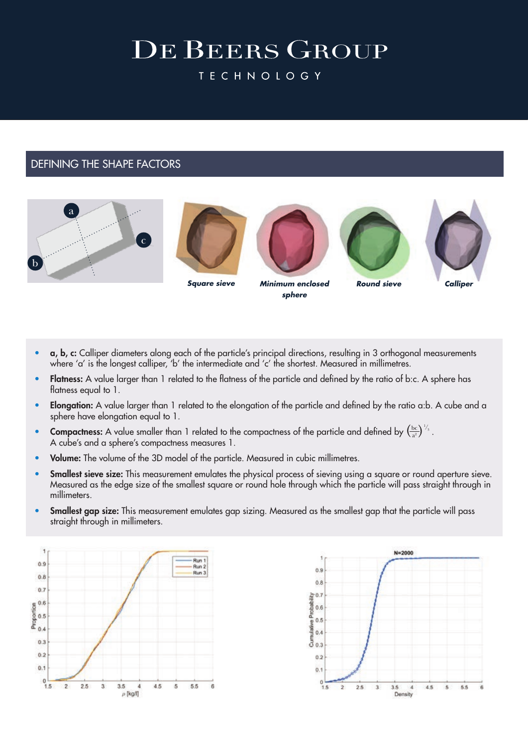# DE BEERS GROUP

TECHNOLOGY

## DEFINING THE SHAPE FACTORS

*Square sieve* *Minimum enclosed sphere* *Round sieve* *Calliper*

- **a, b, c:** Calliper diameters along each of the particle's principal directions, resulting in 3 orthogonal measurements where 'a' is the longest calliper, 'b' the intermediate and 'c' the shortest. Measured in millimetres.
- **Flatness:** A value larger than 1 related to the flatness of the particle and defined by the ratio of b:c. A sphere has flatness equal to 1.
- **Elongation:** A value larger than 1 related to the elongation of the particle and defined by the ratio a:b. A cube and a sphere have elongation equal to 1.
- **Compactness:** A value smaller than 1 related to the compactness of the particle and defined by $\left(\frac{bc}{a^2}\right)^{1/3}$. A cube's and a sphere's compactness measures 1.
- **Volume:** The volume of the 3D model of the particle. Measured in cubic millimetres.
- **Smallest sieve size:** This measurement emulates the physical process of sieving using a square or round aperture sieve. Measured as the edge size of the smallest square or round hole through which the particle will pass straight through in millimeters.
- **Smallest gap size:** This measurement emulates gap sizing. Measured as the smallest gap that the particle will pass straight through in millimeters.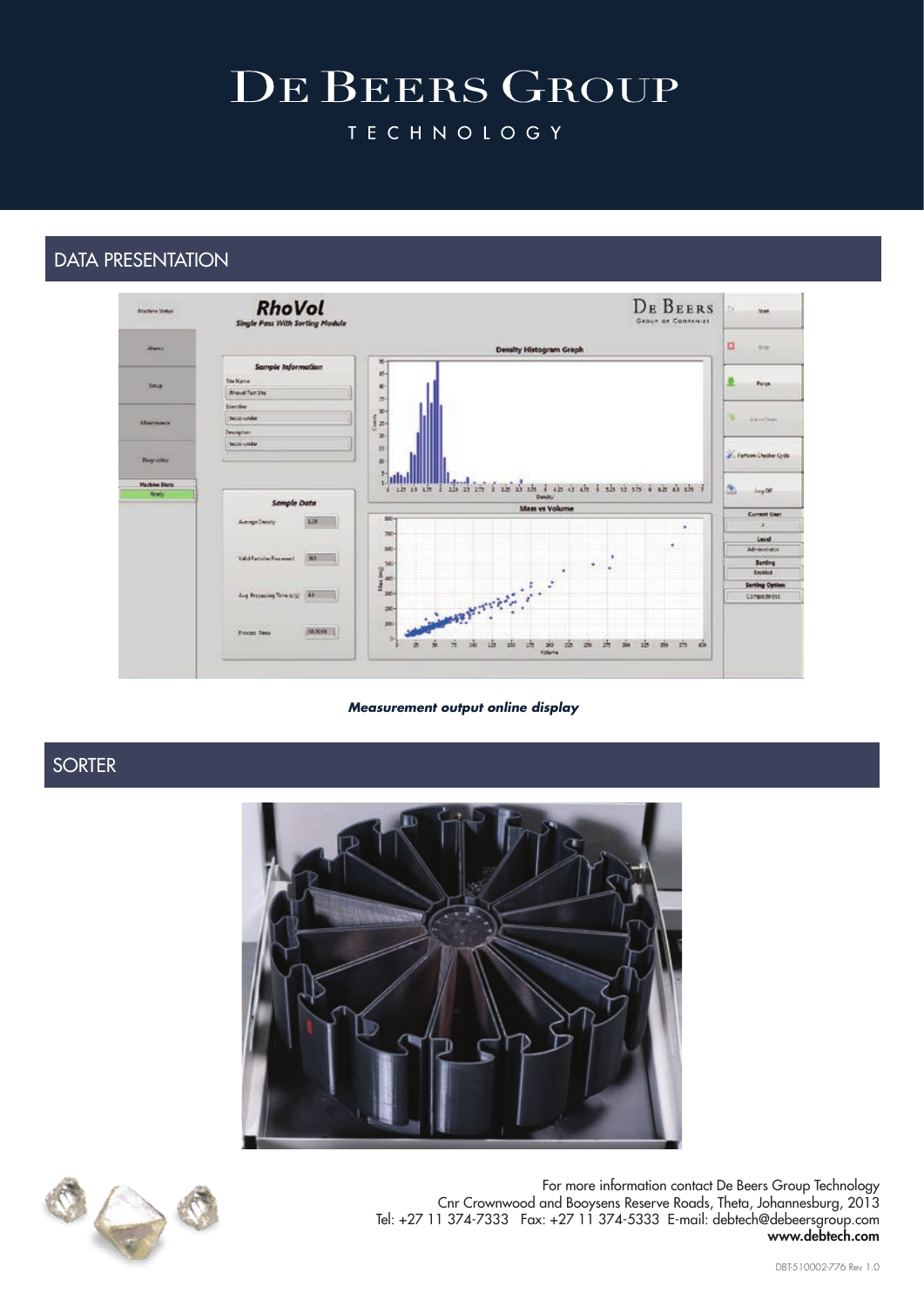# DE BEERS GROUP

TECHNOLOGY

## DATA PRESENTATION

*Measurement output online display*

## SORTER

For more information contact De Beers Group Technology
Cnr Crownwood and Booysens Reserve Roads, Theta, Johannesburg, 2013
Tel: +27 11 374-7333 Fax: +27 11 374-5333 E-mail: debtech@debeersgroup.com
**www.debtech.com**

DBT-510002-776 Rev 1.0